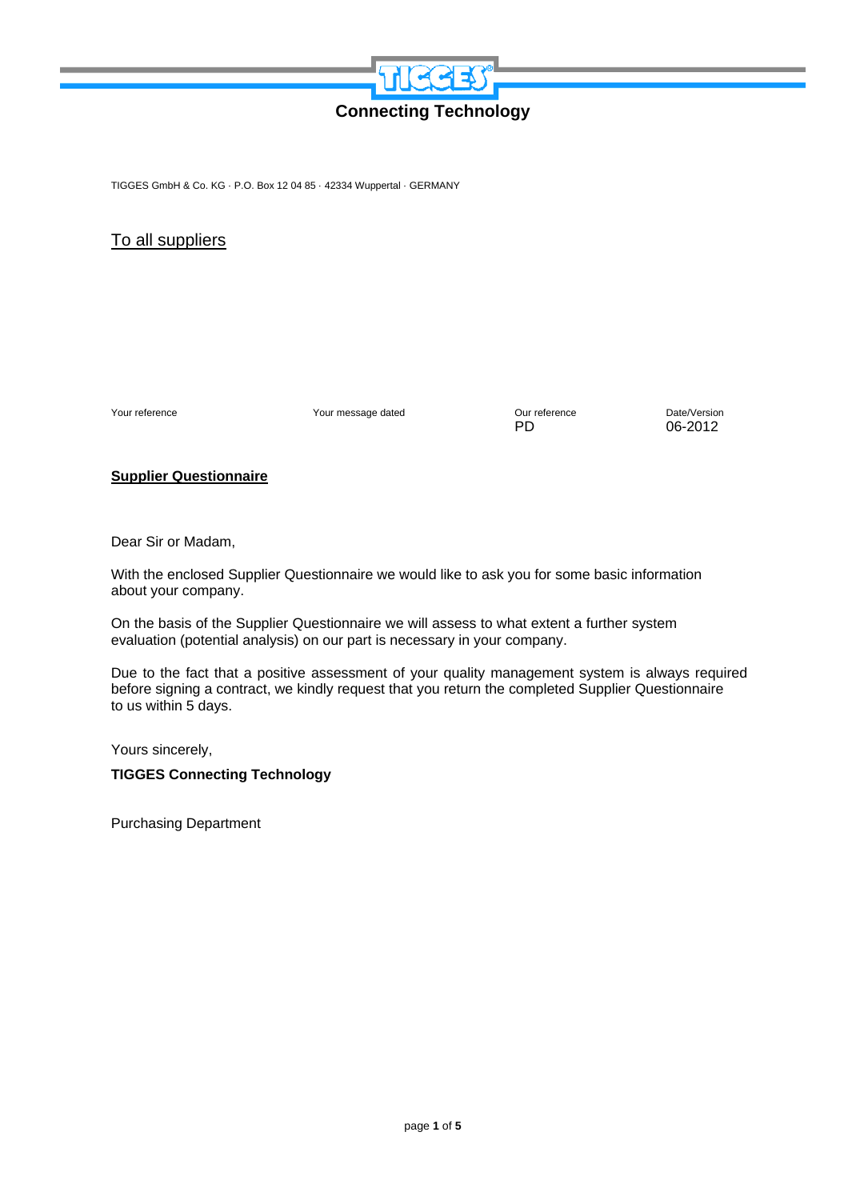**Connecting Technology**

TIGGES GmbH & Co. KG · P.O. Box 12 04 85 · 42334 Wuppertal · GERMANY

To all suppliers

| Your reference | Your message dated | Our reference | Date/Version |
|---|---|---|---|
| | | PD | 06-2012 |

**Supplier Questionnaire**

Dear Sir or Madam,

With the enclosed Supplier Questionnaire we would like to ask you for some basic information about your company.

On the basis of the Supplier Questionnaire we will assess to what extent a further system evaluation (potential analysis) on our part is necessary in your company.

Due to the fact that a positive assessment of your quality management system is always required before signing a contract, we kindly request that you return the completed Supplier Questionnaire to us within 5 days.

Yours sincerely,

**TIGGES Connecting Technology**

Purchasing Department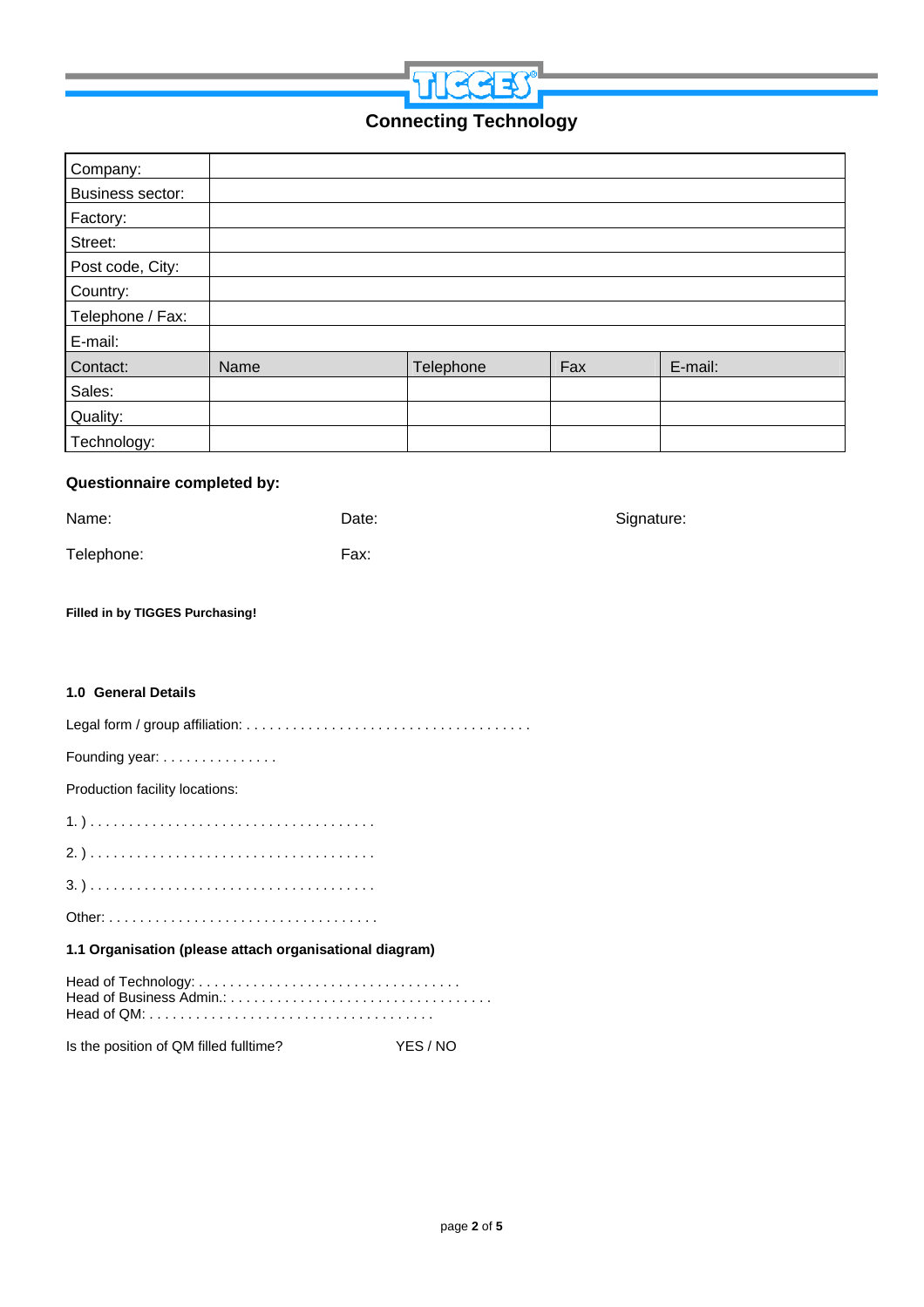Connecting Technology

| | | | | |
|---|---|---|---|---|
| Company: | | | | |
| Business sector: | | | | |
| Factory: | | | | |
| Street: | | | | |
| Post code, City: | | | | |
| Country: | | | | |
| Telephone / Fax: | | | | |
| E-mail: | | | | |
| Contact: | Name | Telephone | Fax | E-mail: |
| Sales: | | | | |
| Quality: | | | | |
| Technology: | | | | |

**Questionnaire completed by:**

Name: Date: Signature:

Telephone: Fax:

**Filled in by TIGGES Purchasing!**

#### 1.0 General Details

Legal form / group affiliation: . . . . . . . . . . . . . . . . . . . . . . . . . . . . . . . . . . .

Founding year: . . . . . . . . . . . . . . .

Production facility locations:

1. ) . . . . . . . . . . . . . . . . . . . . . . . . . . . . . . . . . . .

2. ) . . . . . . . . . . . . . . . . . . . . . . . . . . . . . . . . . . .

3. ) . . . . . . . . . . . . . . . . . . . . . . . . . . . . . . . . . . .

Other: . . . . . . . . . . . . . . . . . . . . . . . . . . . . . . . . . .

#### 1.1 Organisation (please attach organisational diagram)

Head of Technology: . . . . . . . . . . . . . . . . . . . . . . . . . . . . . . . .
Head of Business Admin.: . . . . . . . . . . . . . . . . . . . . . . . . . . . . . . . .
Head of QM: . . . . . . . . . . . . . . . . . . . . . . . . . . . . . . . . . . . .

Is the position of QM filled fulltime? YES / NO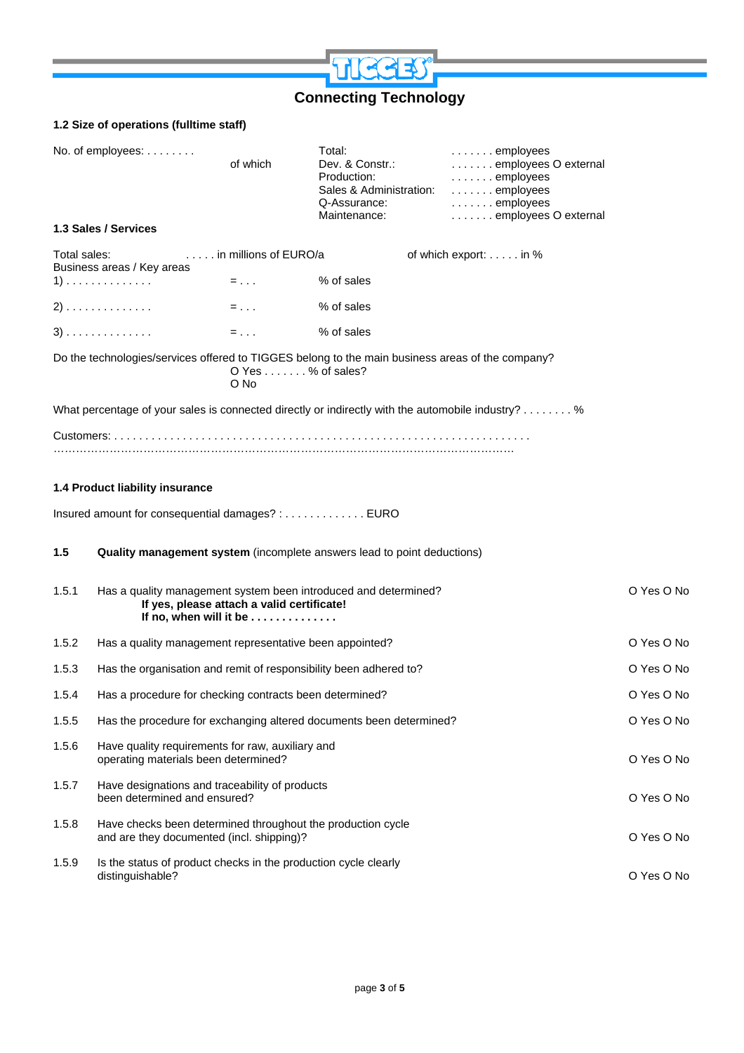### 1.2 Size of operations (fulltime staff)

| | | | |
|---|---|---|---|
| No. of employees: . . . . . . . . | of which | Total: | . . . . . . . employees |
| | | Dev. & Constr.: | . . . . . . . employees O external |
| | | Production: | . . . . . . . employees |
| | | Sales & Administration: | . . . . . . . employees |
| | | Q-Assurance: | . . . . . . . employees |
| | | Maintenance: | . . . . . . . employees O external |

### 1.3 Sales / Services

Total sales: . . . . . in millions of EURO/a     of which export: . . . . . in %

Business areas / Key areas

| | | |
|---|---|---|
| 1) . . . . . . . . . . . . . . | = . . . | % of sales |
| 2) . . . . . . . . . . . . . . | = . . . | % of sales |
| 3) . . . . . . . . . . . . . . | = . . . | % of sales |

Do the technologies/services offered to TIGGES belong to the main business areas of the company?

O Yes . . . . . . . % of sales?

O No

What percentage of your sales is connected directly or indirectly with the automobile industry? . . . . . . . . %

Customers: . . . . . . . . . . . . . . . . . . . . . . . . . . . . . . . . . . . . . . . . . . . . . . . . . . . . . . . . . . . . . . . . . . . .

…………………………………………………………………………………………………………………

### 1.4 Product liability insurance

Insured amount for consequential damages? : . . . . . . . . . . . . . EURO

### 1.5 **Quality management system** (incomplete answers lead to point deductions)

| | | |
|---|---|---|
| 1.5.1 | Has a quality management system been introduced and determined?<br>**If yes, please attach a valid certificate!**<br>**If no, when will it be . . . . . . . . . . . . . .** | O Yes O No |
| 1.5.2 | Has a quality management representative been appointed? | O Yes O No |
| 1.5.3 | Has the organisation and remit of responsibility been adhered to? | O Yes O No |
| 1.5.4 | Has a procedure for checking contracts been determined? | O Yes O No |
| 1.5.5 | Has the procedure for exchanging altered documents been determined? | O Yes O No |
| 1.5.6 | Have quality requirements for raw, auxiliary and operating materials been determined? | O Yes O No |
| 1.5.7 | Have designations and traceability of products been determined and ensured? | O Yes O No |
| 1.5.8 | Have checks been determined throughout the production cycle and are they documented (incl. shipping)? | O Yes O No |
| 1.5.9 | Is the status of product checks in the production cycle clearly distinguishable? | O Yes O No |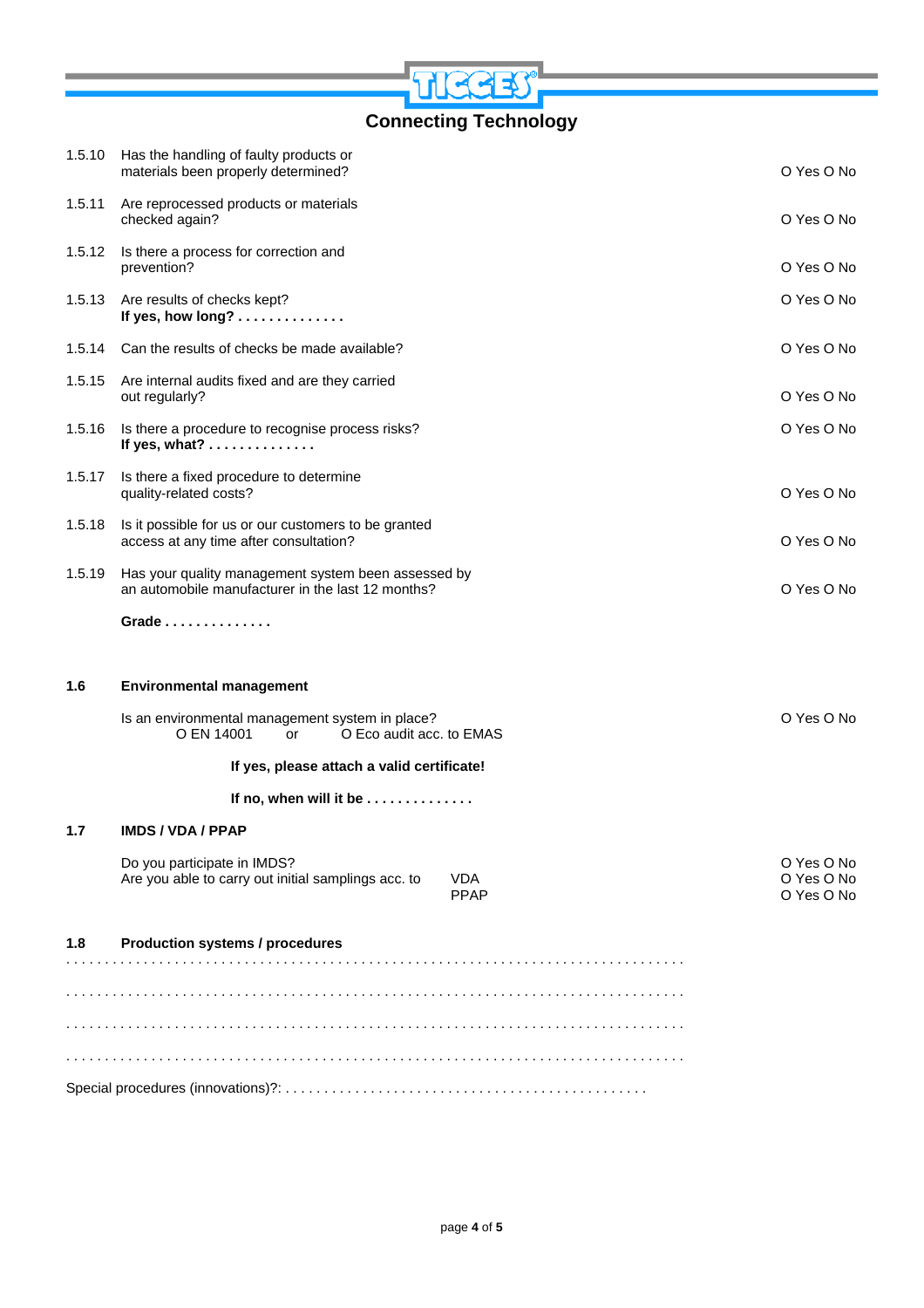| | | |
|---|---|---|
| 1.5.10 | Has the handling of faulty products or materials been properly determined? | O Yes O No |
| 1.5.11 | Are reprocessed products or materials checked again? | O Yes O No |
| 1.5.12 | Is there a process for correction and prevention? | O Yes O No |
| 1.5.13 | Are results of checks kept? **If yes, how long? . . . . . . . . . . . . . .** | O Yes O No |
| 1.5.14 | Can the results of checks be made available? | O Yes O No |
| 1.5.15 | Are internal audits fixed and are they carried out regularly? | O Yes O No |
| 1.5.16 | Is there a procedure to recognise process risks? **If yes, what? . . . . . . . . . . . . . .** | O Yes O No |
| 1.5.17 | Is there a fixed procedure to determine quality-related costs? | O Yes O No |
| 1.5.18 | Is it possible for us or our customers to be granted access at any time after consultation? | O Yes O No |
| 1.5.19 | Has your quality management system been assessed by an automobile manufacturer in the last 12 months? | O Yes O No |

**Grade . . . . . . . . . . . . . .**

## 1.6 Environmental management

Is an environmental management system in place? — O Yes O No

O EN 14001 or O Eco audit acc. to EMAS

**If yes, please attach a valid certificate!**

**If no, when will it be . . . . . . . . . . . . . .**

## 1.7 IMDS / VDA / PPAP

| | | |
|---|---|---|
| Do you participate in IMDS? | | O Yes O No |
| Are you able to carry out initial samplings acc. to | VDA | O Yes O No |
| | PPAP | O Yes O No |

## 1.8 Production systems / procedures

. . . . . . . . . . . . . . . . . . . . . . . . . . . . . . . . . . . . . . . . . . . . . . . . . . . . . . . . . . . . . . . . . . . . . . . . . . . . .

. . . . . . . . . . . . . . . . . . . . . . . . . . . . . . . . . . . . . . . . . . . . . . . . . . . . . . . . . . . . . . . . . . . . . . . . . . . . .

. . . . . . . . . . . . . . . . . . . . . . . . . . . . . . . . . . . . . . . . . . . . . . . . . . . . . . . . . . . . . . . . . . . . . . . . . . . . .

. . . . . . . . . . . . . . . . . . . . . . . . . . . . . . . . . . . . . . . . . . . . . . . . . . . . . . . . . . . . . . . . . . . . . . . . . . . . .

Special procedures (innovations)?: . . . . . . . . . . . . . . . . . . . . . . . . . . . . . . . . . . . . . . . . . . . . . . .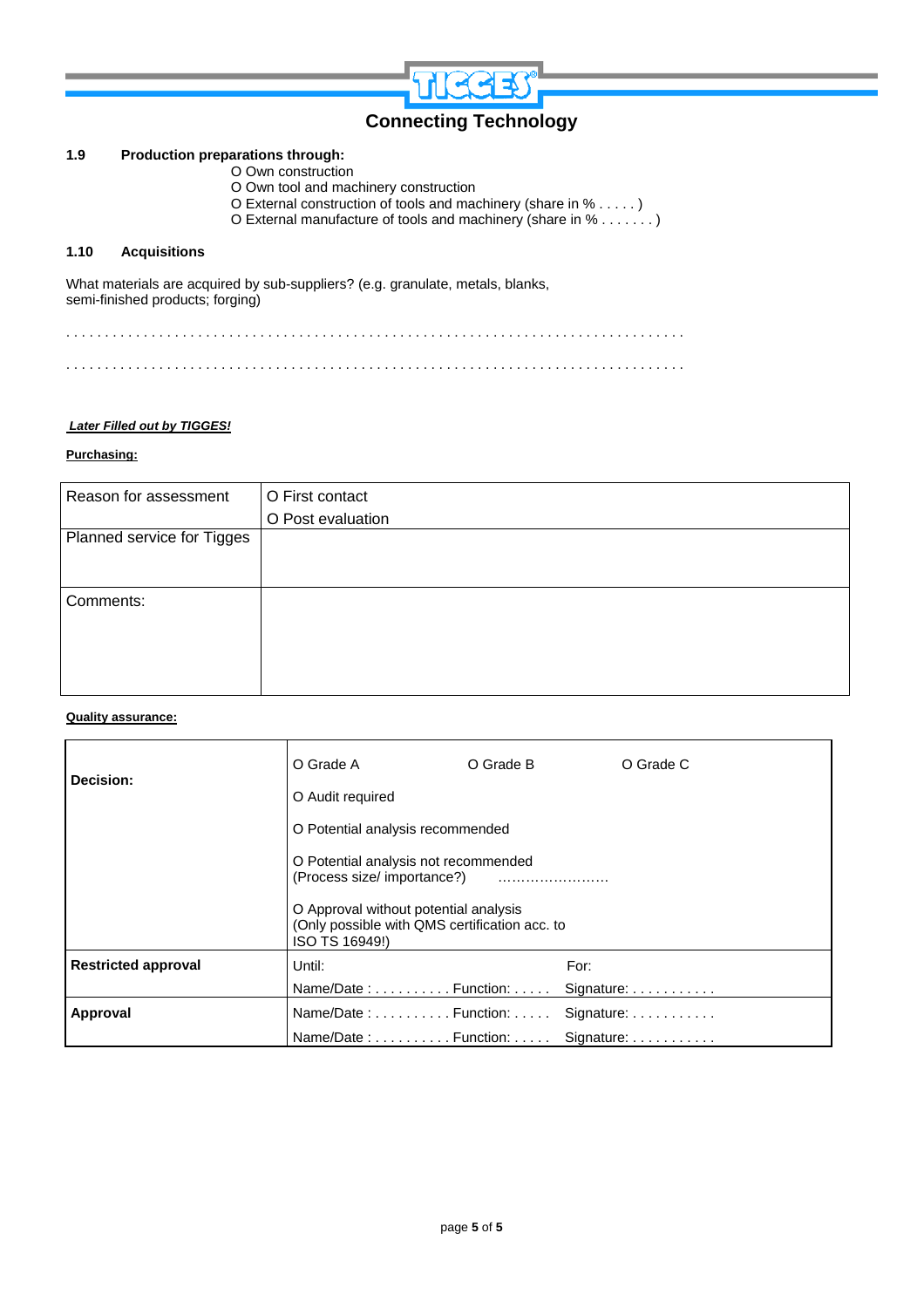### 1.9 Production preparations through:

O Own construction
O Own tool and machinery construction
O External construction of tools and machinery (share in % . . . . . )
O External manufacture of tools and machinery (share in % . . . . . . . )

### 1.10 Acquisitions

What materials are acquired by sub-suppliers? (e.g. granulate, metals, blanks, semi-finished products; forging)

. . . . . . . . . . . . . . . . . . . . . . . . . . . . . . . . . . . . . . . . . . . . . . . . . . . . . . . . . . . . . . . . . . . . . . . . . . . . . . . . . .

. . . . . . . . . . . . . . . . . . . . . . . . . . . . . . . . . . . . . . . . . . . . . . . . . . . . . . . . . . . . . . . . . . . . . . . . . . . . . . . . . .

***Later Filled out by TIGGES!***

**Purchasing:**

| | |
|---|---|
| Reason for assessment | O First contact<br>O Post evaluation |
| Planned service for Tigges | |
| Comments: | |

**Quality assurance:**

| | | | |
|---|---|---|---|
| **Decision:** | O Grade A | O Grade B | O Grade C |
| | O Audit required | | |
| | O Potential analysis recommended | | |
| | O Potential analysis not recommended<br>(Process size/ importance?) ...................... | | |
| | O Approval without potential analysis<br>(Only possible with QMS certification acc. to ISO TS 16949!) | | |
| **Restricted approval** | Until: | For: | |
| | Name/Date : . . . . . . . . . . Function: . . . . . | Signature: . . . . . . . . . . . | |
| **Approval** | Name/Date : . . . . . . . . . . Function: . . . . . | Signature: . . . . . . . . . . . | |
| | Name/Date : . . . . . . . . . . Function: . . . . . | Signature: . . . . . . . . . . . | |